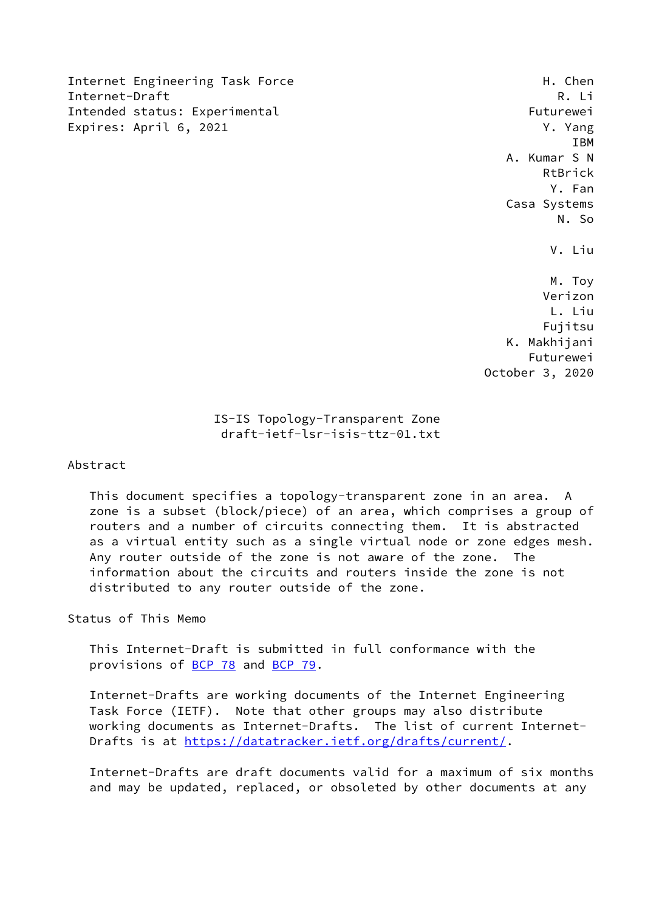Internet Engineering Task Force  
Internet-Draft  
Intended status: Experimental  
Expires: April 6, 2021

H. Chen  
R. Li  
Futurewei  
Y. Yang  
IBM  
A. Kumar S N  
RtBrick  
Y. Fan  
Casa Systems  
N. So

V. Liu

M. Toy  
Verizon  
L. Liu  
Fujitsu  
K. Makhijani  
Futurewei  
October 3, 2020

# IS-IS Topology-Transparent Zone
draft-ietf-lsr-isis-ttz-01.txt

## Abstract

This document specifies a topology-transparent zone in an area. A zone is a subset (block/piece) of an area, which comprises a group of routers and a number of circuits connecting them. It is abstracted as a virtual entity such as a single virtual node or zone edges mesh. Any router outside of the zone is not aware of the zone. The information about the circuits and routers inside the zone is not distributed to any router outside of the zone.

## Status of This Memo

This Internet-Draft is submitted in full conformance with the provisions of BCP 78 and BCP 79.

Internet-Drafts are working documents of the Internet Engineering Task Force (IETF). Note that other groups may also distribute working documents as Internet-Drafts. The list of current Internet-Drafts is at https://datatracker.ietf.org/drafts/current/.

Internet-Drafts are draft documents valid for a maximum of six months and may be updated, replaced, or obsoleted by other documents at any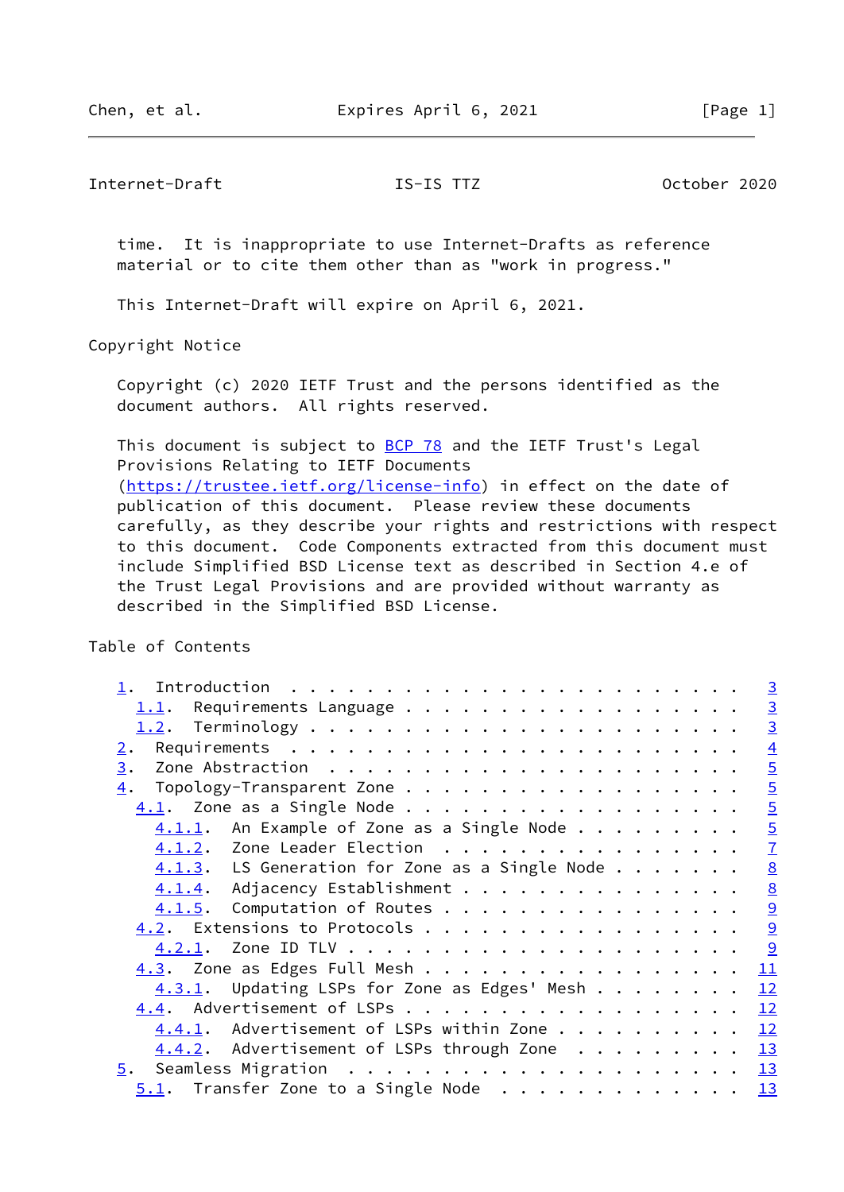time.  It is inappropriate to use Internet-Drafts as reference
material or to cite them other than as "work in progress."

This Internet-Draft will expire on April 6, 2021.

Copyright Notice

Copyright (c) 2020 IETF Trust and the persons identified as the
document authors.  All rights reserved.

This document is subject to BCP 78 and the IETF Trust's Legal
Provisions Relating to IETF Documents
(https://trustee.ietf.org/license-info) in effect on the date of
publication of this document.  Please review these documents
carefully, as they describe your rights and restrictions with respect
to this document.  Code Components extracted from this document must
include Simplified BSD License text as described in Section 4.e of
the Trust Legal Provisions and are provided without warranty as
described in the Simplified BSD License.

Table of Contents

```
   1.  Introduction  . . . . . . . . . . . . . . . . . . . . . . . .   3
     1.1.  Requirements Language . . . . . . . . . . . . . . . . . .   3
     1.2.  Terminology . . . . . . . . . . . . . . . . . . . . . . .   3
   2.  Requirements  . . . . . . . . . . . . . . . . . . . . . . . .   4
   3.  Zone Abstraction  . . . . . . . . . . . . . . . . . . . . . .   5
   4.  Topology-Transparent Zone . . . . . . . . . . . . . . . . . .   5
     4.1.  Zone as a Single Node . . . . . . . . . . . . . . . . . .   5
       4.1.1.  An Example of Zone as a Single Node . . . . . . . . .   5
       4.1.2.  Zone Leader Election  . . . . . . . . . . . . . . . .   7
       4.1.3.  LS Generation for Zone as a Single Node . . . . . . .   8
       4.1.4.  Adjacency Establishment . . . . . . . . . . . . . . .   8
       4.1.5.  Computation of Routes . . . . . . . . . . . . . . . .   9
     4.2.  Extensions to Protocols . . . . . . . . . . . . . . . . .   9
       4.2.1.  Zone ID TLV . . . . . . . . . . . . . . . . . . . . .   9
     4.3.  Zone as Edges Full Mesh . . . . . . . . . . . . . . . . .  11
       4.3.1.  Updating LSPs for Zone as Edges' Mesh . . . . . . . .  12
     4.4.  Advertisement of LSPs . . . . . . . . . . . . . . . . . .  12
       4.4.1.  Advertisement of LSPs within Zone . . . . . . . . . .  12
       4.4.2.  Advertisement of LSPs through Zone  . . . . . . . . .  13
   5.  Seamless Migration  . . . . . . . . . . . . . . . . . . . . .  13
     5.1.  Transfer Zone to a Single Node  . . . . . . . . . . . . .  13
```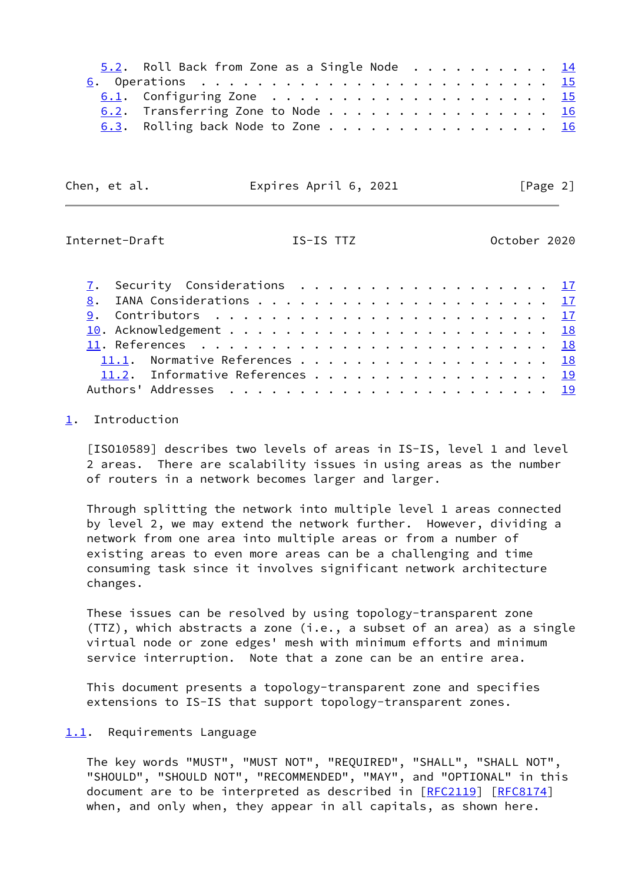5.2. Roll Back from Zone as a Single Node . . . . . . . . . . 14
6. Operations . . . . . . . . . . . . . . . . . . . . . . . . 15
6.1. Configuring Zone . . . . . . . . . . . . . . . . . . . 15
6.2. Transferring Zone to Node . . . . . . . . . . . . . . . 16
6.3. Rolling back Node to Zone . . . . . . . . . . . . . . . 16

7. Security Considerations . . . . . . . . . . . . . . . . . . 17
8. IANA Considerations . . . . . . . . . . . . . . . . . . . . 17
9. Contributors . . . . . . . . . . . . . . . . . . . . . . . 17
10. Acknowledgement . . . . . . . . . . . . . . . . . . . . . . 18
11. References . . . . . . . . . . . . . . . . . . . . . . . . 18
11.1. Normative References . . . . . . . . . . . . . . . . . . 18
11.2. Informative References . . . . . . . . . . . . . . . . . 19
Authors' Addresses . . . . . . . . . . . . . . . . . . . . . . 19

## 1. Introduction

[ISO10589] describes two levels of areas in IS-IS, level 1 and level 2 areas. There are scalability issues in using areas as the number of routers in a network becomes larger and larger.

Through splitting the network into multiple level 1 areas connected by level 2, we may extend the network further. However, dividing a network from one area into multiple areas or from a number of existing areas to even more areas can be a challenging and time consuming task since it involves significant network architecture changes.

These issues can be resolved by using topology-transparent zone (TTZ), which abstracts a zone (i.e., a subset of an area) as a single virtual node or zone edges' mesh with minimum efforts and minimum service interruption. Note that a zone can be an entire area.

This document presents a topology-transparent zone and specifies extensions to IS-IS that support topology-transparent zones.

### 1.1. Requirements Language

The key words "MUST", "MUST NOT", "REQUIRED", "SHALL", "SHALL NOT", "SHOULD", "SHOULD NOT", "RECOMMENDED", "MAY", and "OPTIONAL" in this document are to be interpreted as described in [RFC2119] [RFC8174] when, and only when, they appear in all capitals, as shown here.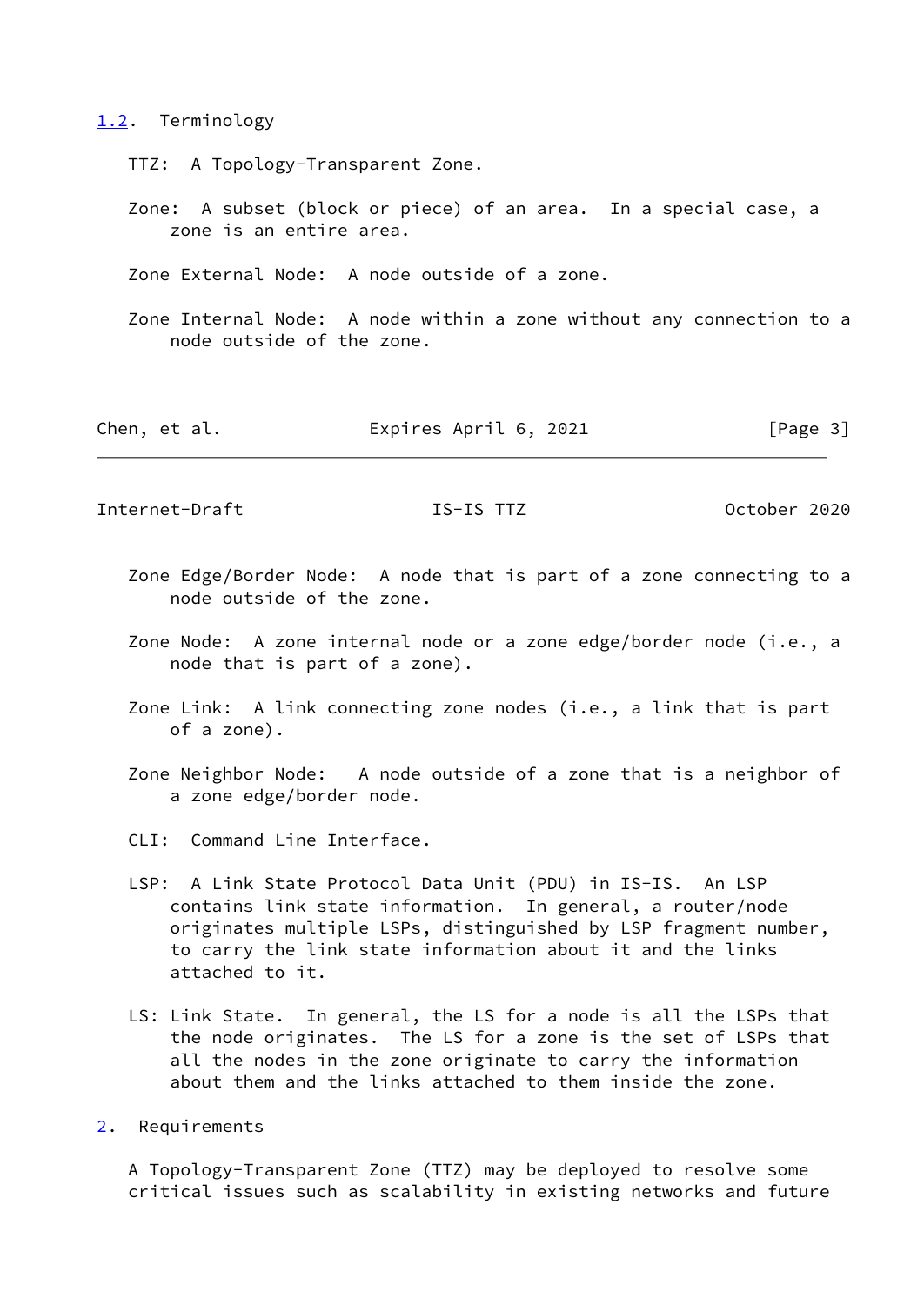## 1.2. Terminology

TTZ: A Topology-Transparent Zone.

Zone: A subset (block or piece) of an area. In a special case, a zone is an entire area.

Zone External Node: A node outside of a zone.

Zone Internal Node: A node within a zone without any connection to a node outside of the zone.

Zone Edge/Border Node: A node that is part of a zone connecting to a node outside of the zone.

Zone Node: A zone internal node or a zone edge/border node (i.e., a node that is part of a zone).

Zone Link: A link connecting zone nodes (i.e., a link that is part of a zone).

Zone Neighbor Node: A node outside of a zone that is a neighbor of a zone edge/border node.

CLI: Command Line Interface.

LSP: A Link State Protocol Data Unit (PDU) in IS-IS. An LSP contains link state information. In general, a router/node originates multiple LSPs, distinguished by LSP fragment number, to carry the link state information about it and the links attached to it.

LS: Link State. In general, the LS for a node is all the LSPs that the node originates. The LS for a zone is the set of LSPs that all the nodes in the zone originate to carry the information about them and the links attached to them inside the zone.

## 2. Requirements

A Topology-Transparent Zone (TTZ) may be deployed to resolve some critical issues such as scalability in existing networks and future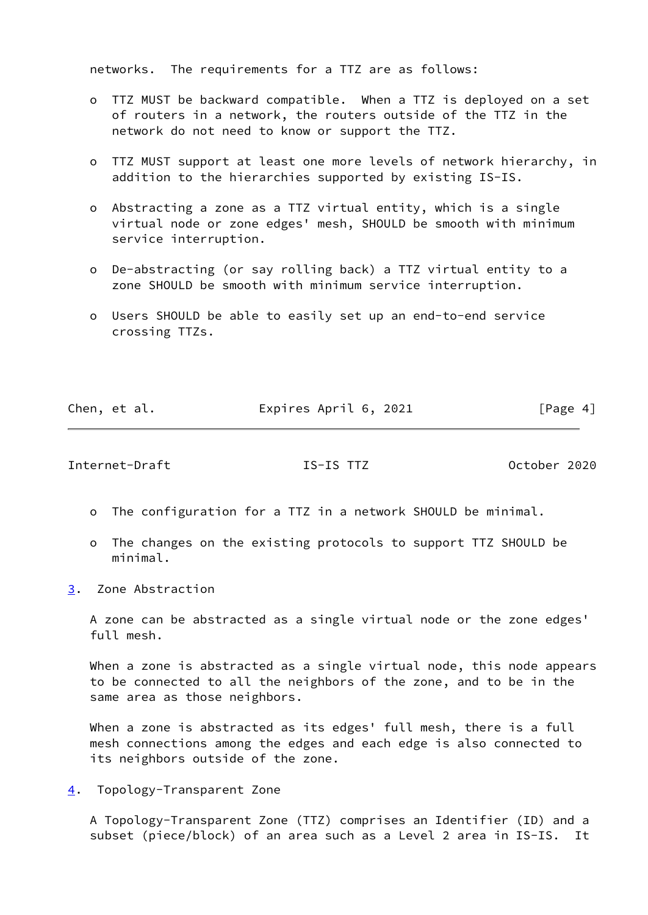networks. The requirements for a TTZ are as follows:

- TTZ MUST be backward compatible. When a TTZ is deployed on a set of routers in a network, the routers outside of the TTZ in the network do not need to know or support the TTZ.
- TTZ MUST support at least one more levels of network hierarchy, in addition to the hierarchies supported by existing IS-IS.
- Abstracting a zone as a TTZ virtual entity, which is a single virtual node or zone edges' mesh, SHOULD be smooth with minimum service interruption.
- De-abstracting (or say rolling back) a TTZ virtual entity to a zone SHOULD be smooth with minimum service interruption.
- Users SHOULD be able to easily set up an end-to-end service crossing TTZs.
- The configuration for a TTZ in a network SHOULD be minimal.
- The changes on the existing protocols to support TTZ SHOULD be minimal.

## 3. Zone Abstraction

A zone can be abstracted as a single virtual node or the zone edges' full mesh.

When a zone is abstracted as a single virtual node, this node appears to be connected to all the neighbors of the zone, and to be in the same area as those neighbors.

When a zone is abstracted as its edges' full mesh, there is a full mesh connections among the edges and each edge is also connected to its neighbors outside of the zone.

## 4. Topology-Transparent Zone

A Topology-Transparent Zone (TTZ) comprises an Identifier (ID) and a subset (piece/block) of an area such as a Level 2 area in IS-IS. It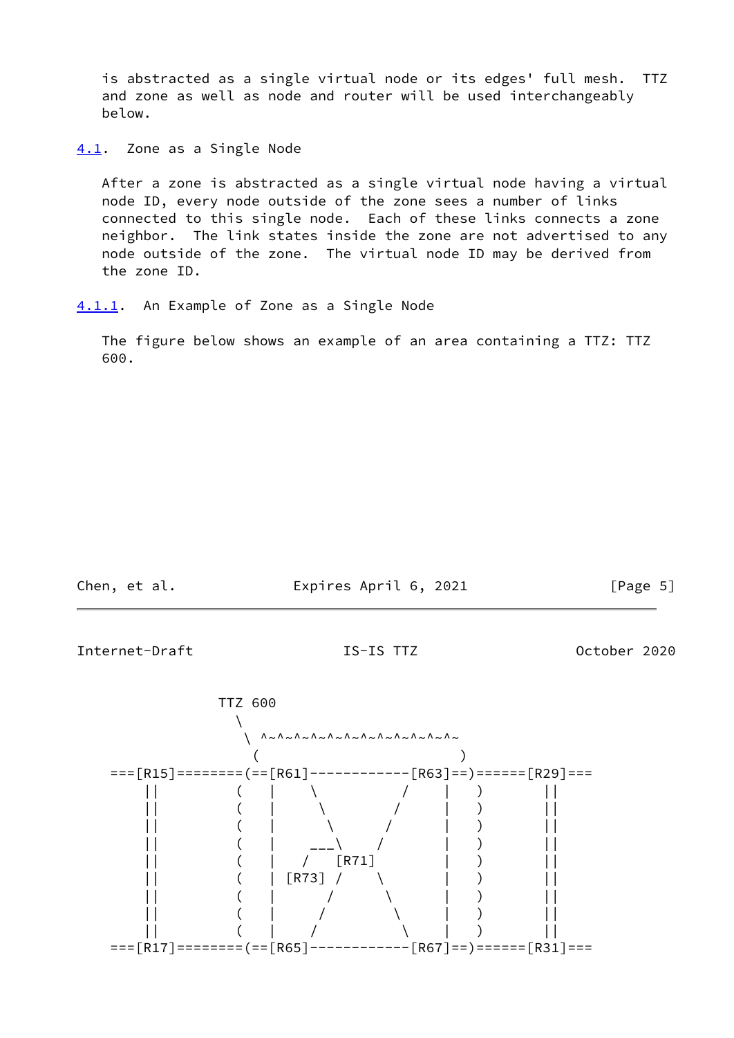is abstracted as a single virtual node or its edges' full mesh. TTZ and zone as well as node and router will be used interchangeably below.

### 4.1. Zone as a Single Node

After a zone is abstracted as a single virtual node having a virtual node ID, every node outside of the zone sees a number of links connected to this single node. Each of these links connects a zone neighbor. The link states inside the zone are not advertised to any node outside of the zone. The virtual node ID may be derived from the zone ID.

#### 4.1.1. An Example of Zone as a Single Node

The figure below shows an example of an area containing a TTZ: TTZ 600.

```
                TTZ 600
                  \
                   \ ^~^~^~^~^~^~^~^~^~^~^~^~^~
                    (                         )
   ===[R15]========(==[R61]------------[R63]==)======[R29]===
       ||         (   |    \          /    |   )       ||
       ||         (   |     \        /     |   )       ||
       ||         (   |      \      /      |   )       ||
       ||         (   |    ___\    /       |   )       ||
       ||         (   |   /   [R71]        |   )       ||
       ||         (   | [R73] /    \       |   )       ||
       ||         (   |      /      \      |   )       ||
       ||         (   |     /        \     |   )       ||
       ||         (   |    /          \    |   )       ||
   ===[R17]========(==[R65]------------[R67]==)======[R31]===
```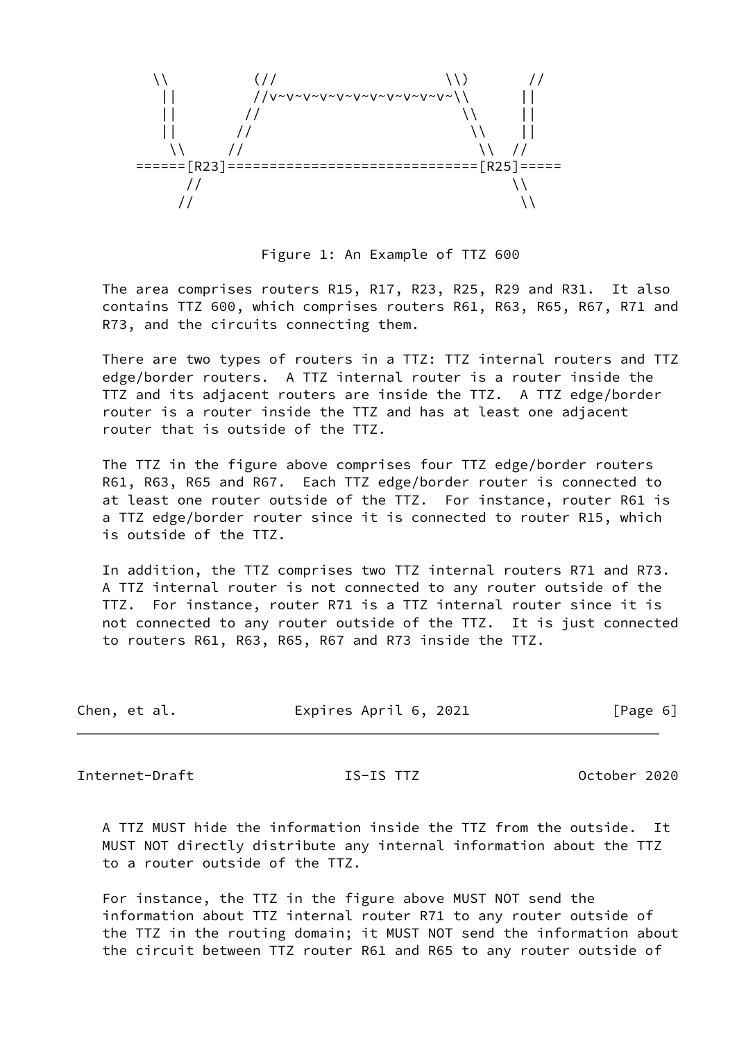```
       \\          (//                  \\)       //
        ||         //v~v~v~v~v~v~v~v~v~v~v~\\      ||
        ||        //                      \\      ||
        ||       //                        \\     ||
         \\     //                          \\   //
      ======[R23]============================[R25]=====
           //                                  \\
          //                                    \\
```

Figure 1: An Example of TTZ 600

The area comprises routers R15, R17, R23, R25, R29 and R31. It also contains TTZ 600, which comprises routers R61, R63, R65, R67, R71 and R73, and the circuits connecting them.

There are two types of routers in a TTZ: TTZ internal routers and TTZ edge/border routers. A TTZ internal router is a router inside the TTZ and its adjacent routers are inside the TTZ. A TTZ edge/border router is a router inside the TTZ and has at least one adjacent router that is outside of the TTZ.

The TTZ in the figure above comprises four TTZ edge/border routers R61, R63, R65 and R67. Each TTZ edge/border router is connected to at least one router outside of the TTZ. For instance, router R61 is a TTZ edge/border router since it is connected to router R15, which is outside of the TTZ.

In addition, the TTZ comprises two TTZ internal routers R71 and R73. A TTZ internal router is not connected to any router outside of the TTZ. For instance, router R71 is a TTZ internal router since it is not connected to any router outside of the TTZ. It is just connected to routers R61, R63, R65, R67 and R73 inside the TTZ.

A TTZ MUST hide the information inside the TTZ from the outside. It MUST NOT directly distribute any internal information about the TTZ to a router outside of the TTZ.

For instance, the TTZ in the figure above MUST NOT send the information about TTZ internal router R71 to any router outside of the TTZ in the routing domain; it MUST NOT send the information about the circuit between TTZ router R61 and R65 to any router outside of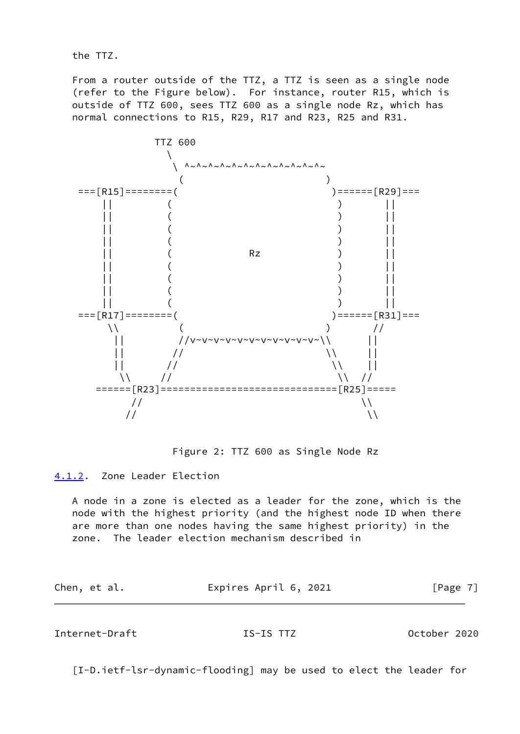the TTZ.

From a router outside of the TTZ, a TTZ is seen as a single node (refer to the Figure below). For instance, router R15, which is outside of TTZ 600, sees TTZ 600 as a single node Rz, which has normal connections to R15, R29, R17 and R23, R25 and R31.

```
                  TTZ 600
                     \
                      \ ^~^~^~^~^~^~^~^~^~^~^~^~
                       (                        )
   ===[R15]========(                            )======[R29]===
        ||         (                              )       ||
        ||         (                              )       ||
        ||         (                              )       ||
        ||         (                              )       ||
        ||         (              Rz              )       ||
        ||         (                              )       ||
        ||         (                              )       ||
        ||         (                              )       ||
        ||         (                              )       ||
   ===[R17]========(                            )======[R31]===
         \\          (                        )       //
          ||         //v~v~v~v~v~v~v~v~v~v~v~\\      ||
          ||        //                        \\     ||
          ||       //                          \\    ||
           \\     //                            \\  //
      ======[R23]==============================[R25]=====
             //                                  \\
            //                                    \\

                  Figure 2: TTZ 600 as Single Node Rz
```

### 4.1.2. Zone Leader Election

A node in a zone is elected as a leader for the zone, which is the node with the highest priority (and the highest node ID when there are more than one nodes having the same highest priority) in the zone. The leader election mechanism described in [I-D.ietf-lsr-dynamic-flooding] may be used to elect the leader for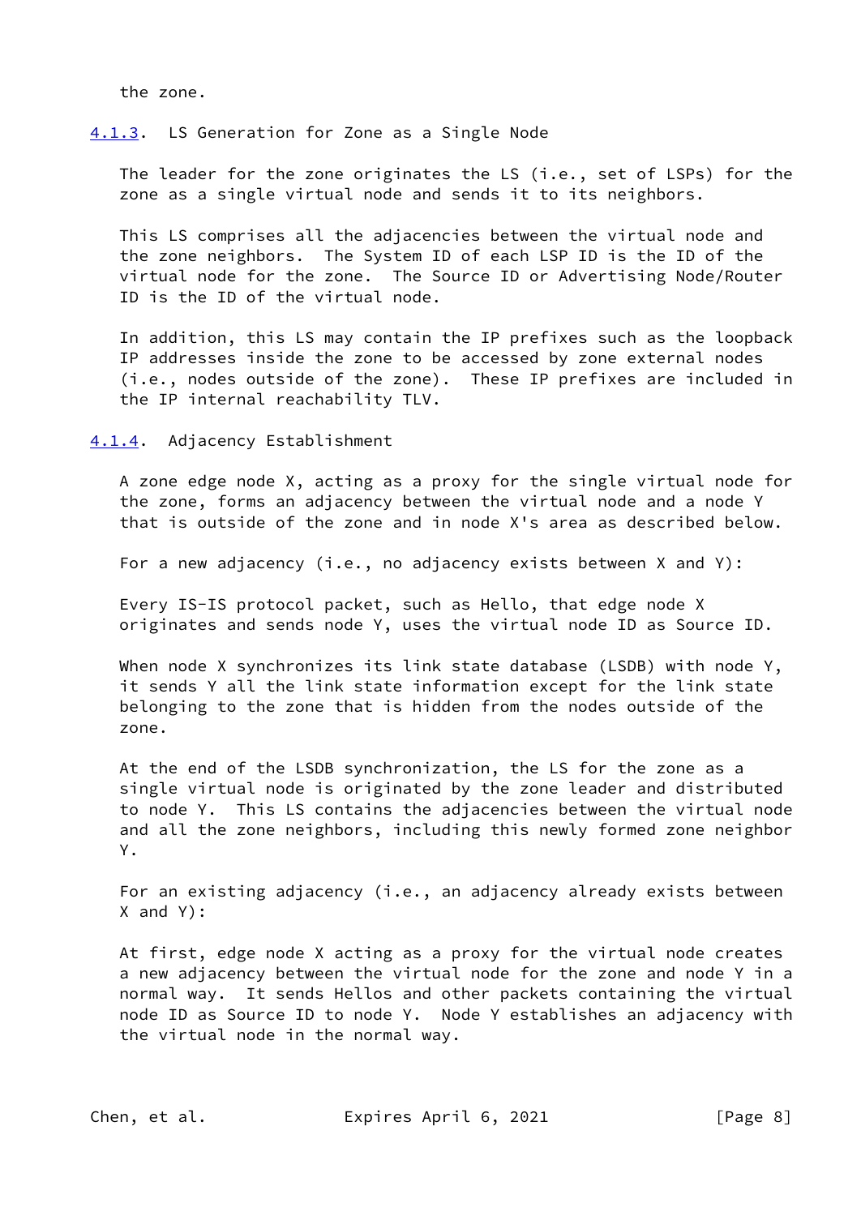the zone.

### 4.1.3. LS Generation for Zone as a Single Node

The leader for the zone originates the LS (i.e., set of LSPs) for the zone as a single virtual node and sends it to its neighbors.

This LS comprises all the adjacencies between the virtual node and the zone neighbors. The System ID of each LSP ID is the ID of the virtual node for the zone. The Source ID or Advertising Node/Router ID is the ID of the virtual node.

In addition, this LS may contain the IP prefixes such as the loopback IP addresses inside the zone to be accessed by zone external nodes (i.e., nodes outside of the zone). These IP prefixes are included in the IP internal reachability TLV.

### 4.1.4. Adjacency Establishment

A zone edge node X, acting as a proxy for the single virtual node for the zone, forms an adjacency between the virtual node and a node Y that is outside of the zone and in node X's area as described below.

For a new adjacency (i.e., no adjacency exists between X and Y):

Every IS-IS protocol packet, such as Hello, that edge node X originates and sends node Y, uses the virtual node ID as Source ID.

When node X synchronizes its link state database (LSDB) with node Y, it sends Y all the link state information except for the link state belonging to the zone that is hidden from the nodes outside of the zone.

At the end of the LSDB synchronization, the LS for the zone as a single virtual node is originated by the zone leader and distributed to node Y. This LS contains the adjacencies between the virtual node and all the zone neighbors, including this newly formed zone neighbor Y.

For an existing adjacency (i.e., an adjacency already exists between X and Y):

At first, edge node X acting as a proxy for the virtual node creates a new adjacency between the virtual node for the zone and node Y in a normal way. It sends Hellos and other packets containing the virtual node ID as Source ID to node Y. Node Y establishes an adjacency with the virtual node in the normal way.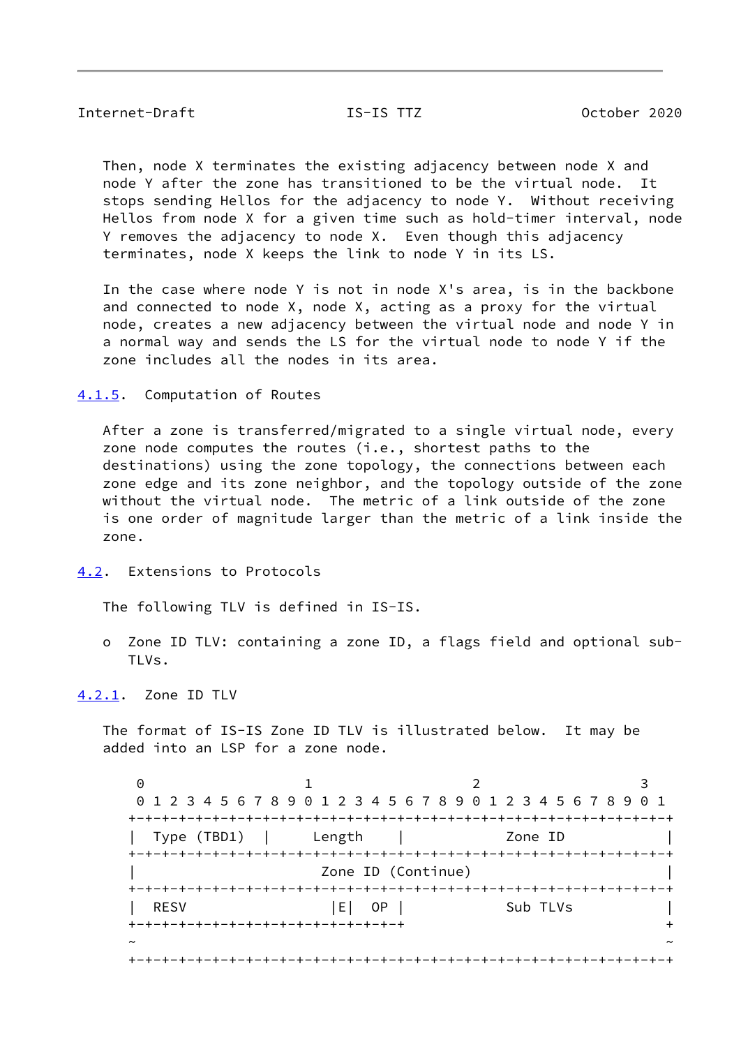Then, node X terminates the existing adjacency between node X and node Y after the zone has transitioned to be the virtual node. It stops sending Hellos for the adjacency to node Y. Without receiving Hellos from node X for a given time such as hold-timer interval, node Y removes the adjacency to node X. Even though this adjacency terminates, node X keeps the link to node Y in its LS.

In the case where node Y is not in node X's area, is in the backbone and connected to node X, node X, acting as a proxy for the virtual node, creates a new adjacency between the virtual node and node Y in a normal way and sends the LS for the virtual node to node Y if the zone includes all the nodes in its area.

#### 4.1.5. Computation of Routes

After a zone is transferred/migrated to a single virtual node, every zone node computes the routes (i.e., shortest paths to the destinations) using the zone topology, the connections between each zone edge and its zone neighbor, and the topology outside of the zone without the virtual node. The metric of a link outside of the zone is one order of magnitude larger than the metric of a link inside the zone.

### 4.2. Extensions to Protocols

The following TLV is defined in IS-IS.

- o Zone ID TLV: containing a zone ID, a flags field and optional sub-TLVs.

#### 4.2.1. Zone ID TLV

The format of IS-IS Zone ID TLV is illustrated below. It may be added into an LSP for a zone node.

```
 0                   1                   2                   3
 0 1 2 3 4 5 6 7 8 9 0 1 2 3 4 5 6 7 8 9 0 1 2 3 4 5 6 7 8 9 0 1
+-+-+-+-+-+-+-+-+-+-+-+-+-+-+-+-+-+-+-+-+-+-+-+-+-+-+-+-+-+-+-+-+
|  Type (TBD1)  |     Length    |             Zone ID           |
+-+-+-+-+-+-+-+-+-+-+-+-+-+-+-+-+-+-+-+-+-+-+-+-+-+-+-+-+-+-+-+-+
|                       Zone ID (Continue)                      |
+-+-+-+-+-+-+-+-+-+-+-+-+-+-+-+-+-+-+-+-+-+-+-+-+-+-+-+-+-+-+-+-+
|  RESV                 |E|  OP |            Sub TLVs           |
+-+-+-+-+-+-+-+-+-+-+-+-+-+-+-+-+                               +
~                                                               ~
+-+-+-+-+-+-+-+-+-+-+-+-+-+-+-+-+-+-+-+-+-+-+-+-+-+-+-+-+-+-+-+-+
```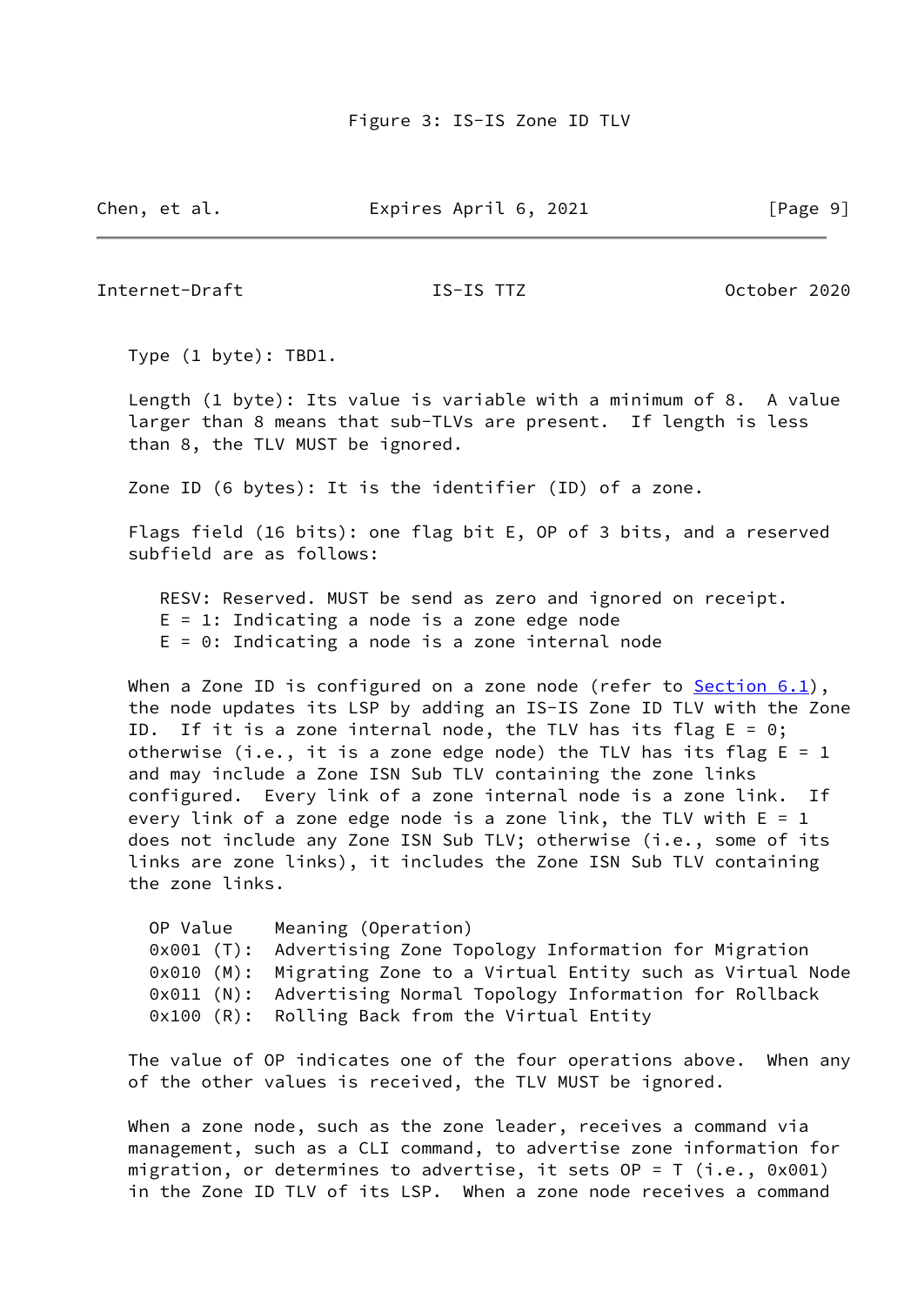Figure 3: IS-IS Zone ID TLV

Type (1 byte): TBD1.

Length (1 byte): Its value is variable with a minimum of 8. A value larger than 8 means that sub-TLVs are present. If length is less than 8, the TLV MUST be ignored.

Zone ID (6 bytes): It is the identifier (ID) of a zone.

Flags field (16 bits): one flag bit E, OP of 3 bits, and a reserved subfield are as follows:

RESV: Reserved. MUST be send as zero and ignored on receipt.
E = 1: Indicating a node is a zone edge node
E = 0: Indicating a node is a zone internal node

When a Zone ID is configured on a zone node (refer to Section 6.1), the node updates its LSP by adding an IS-IS Zone ID TLV with the Zone ID. If it is a zone internal node, the TLV has its flag E = 0; otherwise (i.e., it is a zone edge node) the TLV has its flag E = 1 and may include a Zone ISN Sub TLV containing the zone links configured. Every link of a zone internal node is a zone link. If every link of a zone edge node is a zone link, the TLV with E = 1 does not include any Zone ISN Sub TLV; otherwise (i.e., some of its links are zone links), it includes the Zone ISN Sub TLV containing the zone links.

```
OP Value    Meaning (Operation)
0x001 (T):  Advertising Zone Topology Information for Migration
0x010 (M):  Migrating Zone to a Virtual Entity such as Virtual Node
0x011 (N):  Advertising Normal Topology Information for Rollback
0x100 (R):  Rolling Back from the Virtual Entity
```

The value of OP indicates one of the four operations above. When any of the other values is received, the TLV MUST be ignored.

When a zone node, such as the zone leader, receives a command via management, such as a CLI command, to advertise zone information for migration, or determines to advertise, it sets OP = T (i.e., 0x001) in the Zone ID TLV of its LSP. When a zone node receives a command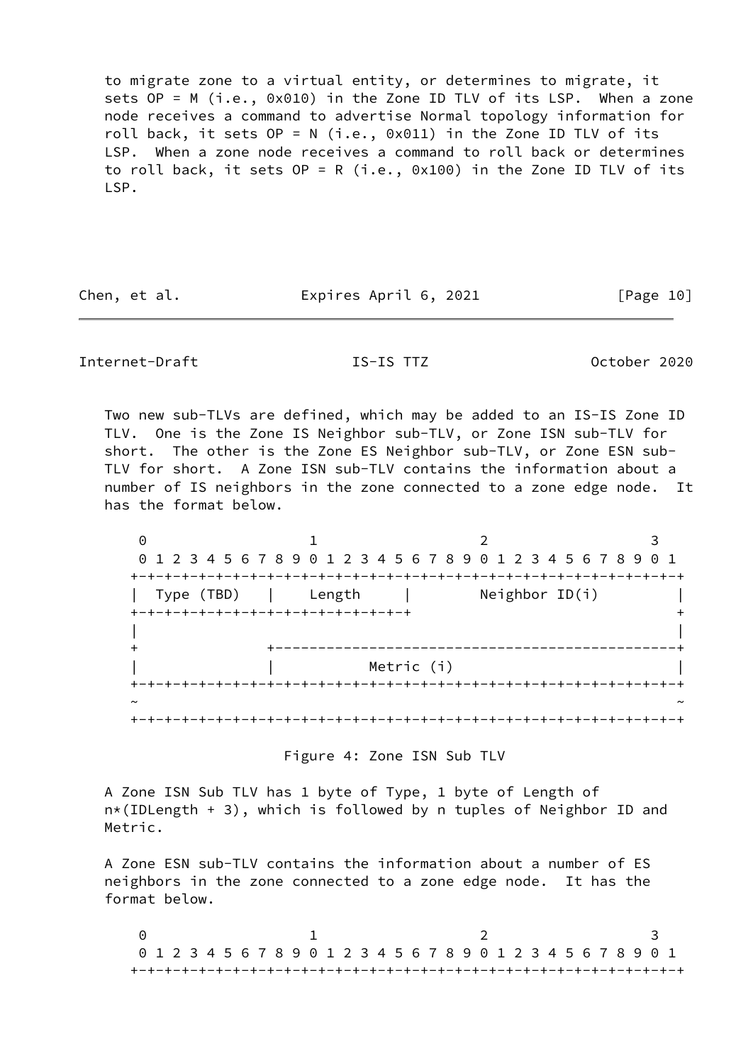to migrate zone to a virtual entity, or determines to migrate, it sets OP = M (i.e., 0x010) in the Zone ID TLV of its LSP. When a zone node receives a command to advertise Normal topology information for roll back, it sets OP = N (i.e., 0x011) in the Zone ID TLV of its LSP. When a zone node receives a command to roll back or determines to roll back, it sets OP = R (i.e., 0x100) in the Zone ID TLV of its LSP.

Two new sub-TLVs are defined, which may be added to an IS-IS Zone ID TLV. One is the Zone IS Neighbor sub-TLV, or Zone ISN sub-TLV for short. The other is the Zone ES Neighbor sub-TLV, or Zone ESN sub-TLV for short. A Zone ISN sub-TLV contains the information about a number of IS neighbors in the zone connected to a zone edge node. It has the format below.

```
 0                   1                   2                   3
 0 1 2 3 4 5 6 7 8 9 0 1 2 3 4 5 6 7 8 9 0 1 2 3 4 5 6 7 8 9 0 1
+-+-+-+-+-+-+-+-+-+-+-+-+-+-+-+-+-+-+-+-+-+-+-+-+-+-+-+-+-+-+-+-+
|  Type (TBD)   |    Length     |        Neighbor ID(i)         |
+-+-+-+-+-+-+-+-+-+-+-+-+-+-+-+-+                               +
|                                                               |
+               +-----------------------------------------------+
|               |           Metric (i)                          |
+-+-+-+-+-+-+-+-+-+-+-+-+-+-+-+-+-+-+-+-+-+-+-+-+-+-+-+-+-+-+-+-+
~                                                               ~
+-+-+-+-+-+-+-+-+-+-+-+-+-+-+-+-+-+-+-+-+-+-+-+-+-+-+-+-+-+-+-+-+
```

Figure 4: Zone ISN Sub TLV

A Zone ISN Sub TLV has 1 byte of Type, 1 byte of Length of n*(IDLength + 3), which is followed by n tuples of Neighbor ID and Metric.

A Zone ESN sub-TLV contains the information about a number of ES neighbors in the zone connected to a zone edge node. It has the format below.

```
 0                   1                   2                   3
 0 1 2 3 4 5 6 7 8 9 0 1 2 3 4 5 6 7 8 9 0 1 2 3 4 5 6 7 8 9 0 1
+-+-+-+-+-+-+-+-+-+-+-+-+-+-+-+-+-+-+-+-+-+-+-+-+-+-+-+-+-+-+-+-+
```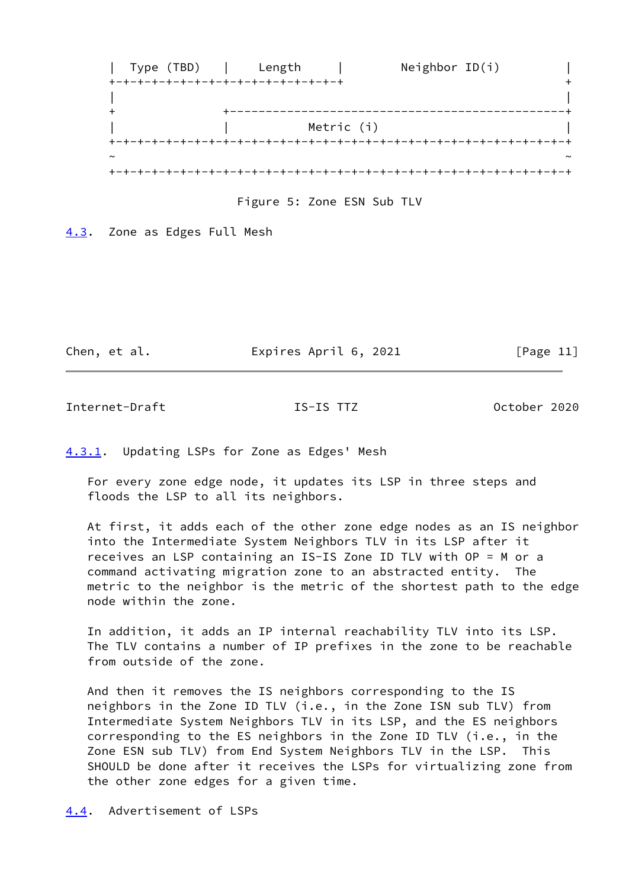```
|  Type (TBD)   |    Length     |         Neighbor ID(i)         |
+-+-+-+-+-+-+-+-+-+-+-+-+-+-+-+-+                                +
|                                                                |
+               +------------------------------------------------+
|               |           Metric (i)                           |
+-+-+-+-+-+-+-+-+-+-+-+-+-+-+-+-+-+-+-+-+-+-+-+-+-+-+-+-+-+-+-+-+
~                                                                ~
+-+-+-+-+-+-+-+-+-+-+-+-+-+-+-+-+-+-+-+-+-+-+-+-+-+-+-+-+-+-+-+-+
```

Figure 5: Zone ESN Sub TLV

## 4.3. Zone as Edges Full Mesh

### 4.3.1. Updating LSPs for Zone as Edges' Mesh

For every zone edge node, it updates its LSP in three steps and floods the LSP to all its neighbors.

At first, it adds each of the other zone edge nodes as an IS neighbor into the Intermediate System Neighbors TLV in its LSP after it receives an LSP containing an IS-IS Zone ID TLV with OP = M or a command activating migration zone to an abstracted entity. The metric to the neighbor is the metric of the shortest path to the edge node within the zone.

In addition, it adds an IP internal reachability TLV into its LSP. The TLV contains a number of IP prefixes in the zone to be reachable from outside of the zone.

And then it removes the IS neighbors corresponding to the IS neighbors in the Zone ID TLV (i.e., in the Zone ISN sub TLV) from Intermediate System Neighbors TLV in its LSP, and the ES neighbors corresponding to the ES neighbors in the Zone ID TLV (i.e., in the Zone ESN sub TLV) from End System Neighbors TLV in the LSP. This SHOULD be done after it receives the LSPs for virtualizing zone from the other zone edges for a given time.

## 4.4. Advertisement of LSPs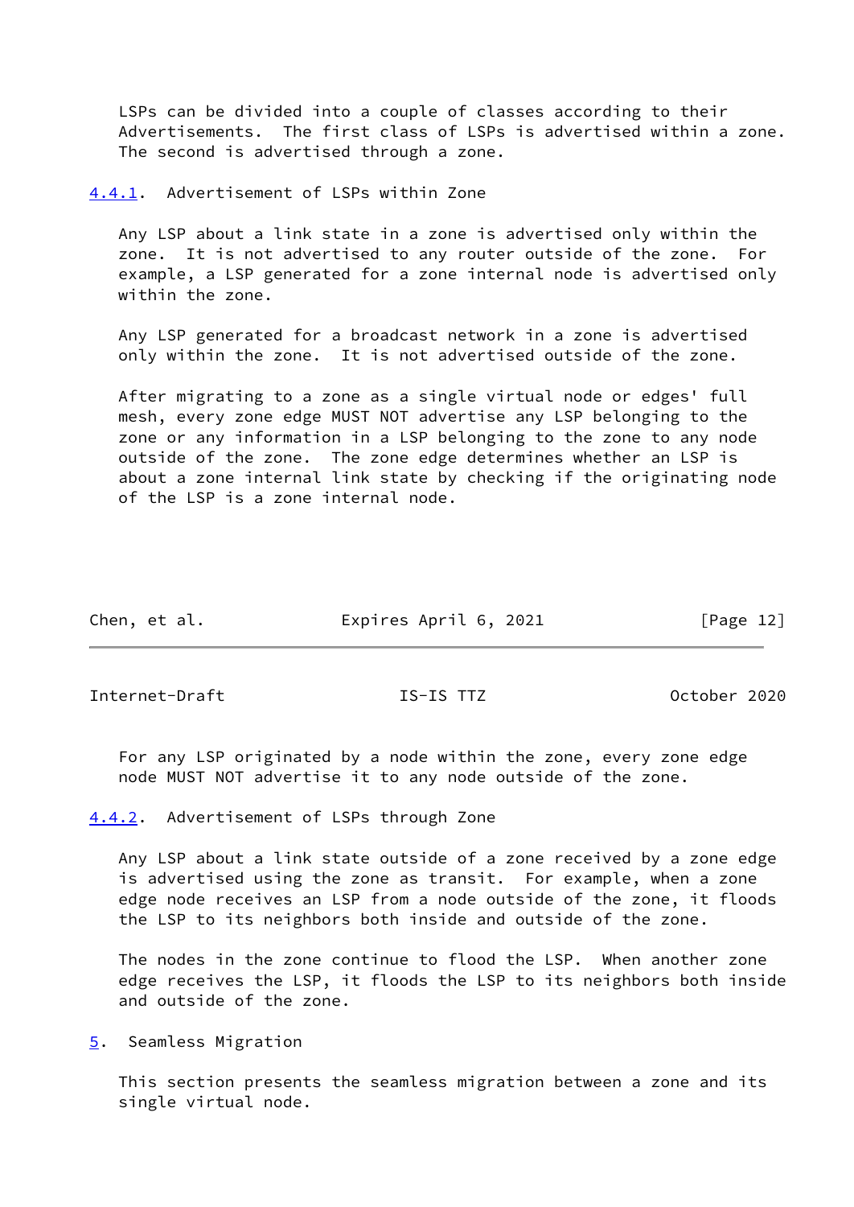LSPs can be divided into a couple of classes according to their Advertisements. The first class of LSPs is advertised within a zone. The second is advertised through a zone.

#### 4.4.1. Advertisement of LSPs within Zone

Any LSP about a link state in a zone is advertised only within the zone. It is not advertised to any router outside of the zone. For example, a LSP generated for a zone internal node is advertised only within the zone.

Any LSP generated for a broadcast network in a zone is advertised only within the zone. It is not advertised outside of the zone.

After migrating to a zone as a single virtual node or edges' full mesh, every zone edge MUST NOT advertise any LSP belonging to the zone or any information in a LSP belonging to the zone to any node outside of the zone. The zone edge determines whether an LSP is about a zone internal link state by checking if the originating node of the LSP is a zone internal node.

For any LSP originated by a node within the zone, every zone edge node MUST NOT advertise it to any node outside of the zone.

#### 4.4.2. Advertisement of LSPs through Zone

Any LSP about a link state outside of a zone received by a zone edge is advertised using the zone as transit. For example, when a zone edge node receives an LSP from a node outside of the zone, it floods the LSP to its neighbors both inside and outside of the zone.

The nodes in the zone continue to flood the LSP. When another zone edge receives the LSP, it floods the LSP to its neighbors both inside and outside of the zone.

## 5. Seamless Migration

This section presents the seamless migration between a zone and its single virtual node.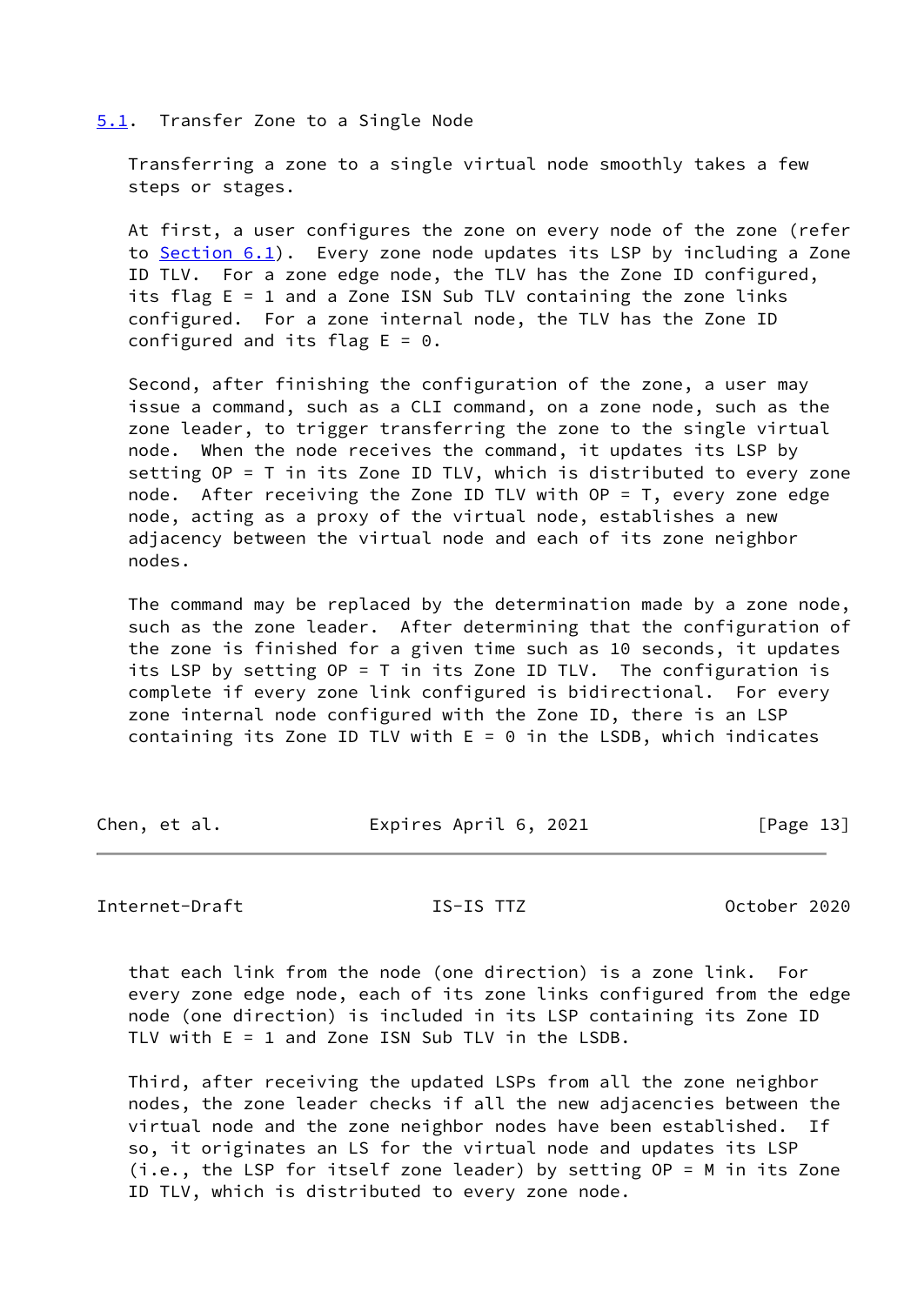### 5.1. Transfer Zone to a Single Node

Transferring a zone to a single virtual node smoothly takes a few steps or stages.

At first, a user configures the zone on every node of the zone (refer to Section 6.1). Every zone node updates its LSP by including a Zone ID TLV. For a zone edge node, the TLV has the Zone ID configured, its flag E = 1 and a Zone ISN Sub TLV containing the zone links configured. For a zone internal node, the TLV has the Zone ID configured and its flag E = 0.

Second, after finishing the configuration of the zone, a user may issue a command, such as a CLI command, on a zone node, such as the zone leader, to trigger transferring the zone to the single virtual node. When the node receives the command, it updates its LSP by setting OP = T in its Zone ID TLV, which is distributed to every zone node. After receiving the Zone ID TLV with OP = T, every zone edge node, acting as a proxy of the virtual node, establishes a new adjacency between the virtual node and each of its zone neighbor nodes.

The command may be replaced by the determination made by a zone node, such as the zone leader. After determining that the configuration of the zone is finished for a given time such as 10 seconds, it updates its LSP by setting OP = T in its Zone ID TLV. The configuration is complete if every zone link configured is bidirectional. For every zone internal node configured with the Zone ID, there is an LSP containing its Zone ID TLV with E = 0 in the LSDB, which indicates that each link from the node (one direction) is a zone link. For every zone edge node, each of its zone links configured from the edge node (one direction) is included in its LSP containing its Zone ID TLV with E = 1 and Zone ISN Sub TLV in the LSDB.

Third, after receiving the updated LSPs from all the zone neighbor nodes, the zone leader checks if all the new adjacencies between the virtual node and the zone neighbor nodes have been established. If so, it originates an LS for the virtual node and updates its LSP (i.e., the LSP for itself zone leader) by setting OP = M in its Zone ID TLV, which is distributed to every zone node.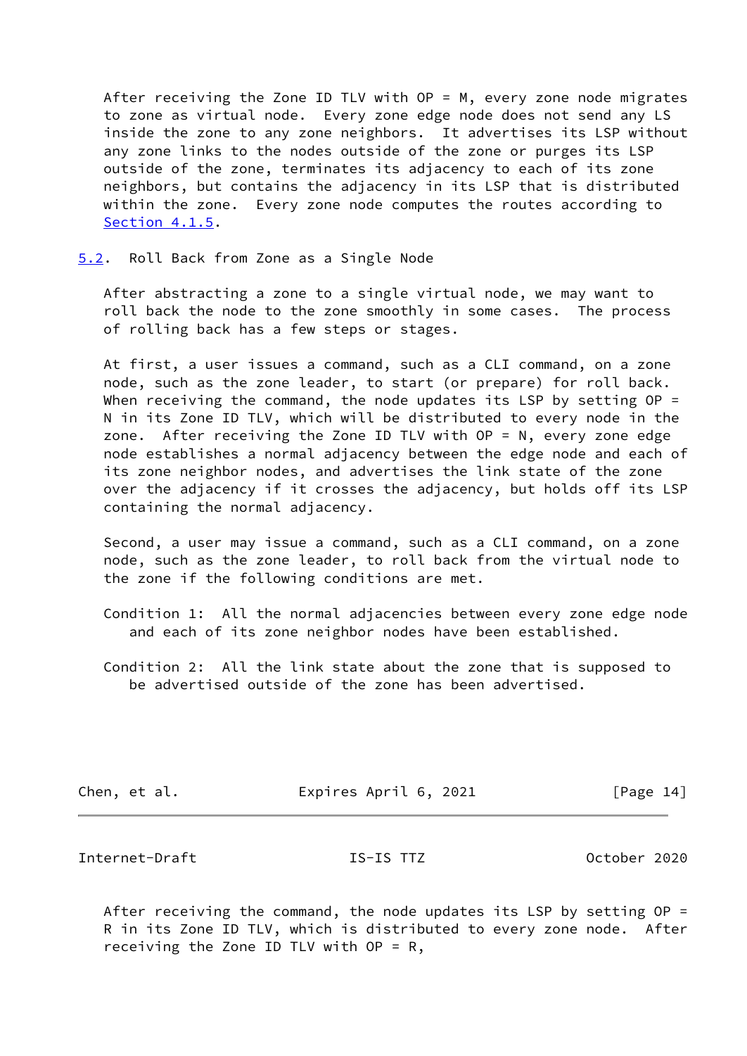After receiving the Zone ID TLV with OP = M, every zone node migrates to zone as virtual node. Every zone edge node does not send any LS inside the zone to any zone neighbors. It advertises its LSP without any zone links to the nodes outside of the zone or purges its LSP outside of the zone, terminates its adjacency to each of its zone neighbors, but contains the adjacency in its LSP that is distributed within the zone. Every zone node computes the routes according to Section 4.1.5.

### 5.2. Roll Back from Zone as a Single Node

After abstracting a zone to a single virtual node, we may want to roll back the node to the zone smoothly in some cases. The process of rolling back has a few steps or stages.

At first, a user issues a command, such as a CLI command, on a zone node, such as the zone leader, to start (or prepare) for roll back. When receiving the command, the node updates its LSP by setting OP = N in its Zone ID TLV, which will be distributed to every node in the zone. After receiving the Zone ID TLV with OP = N, every zone edge node establishes a normal adjacency between the edge node and each of its zone neighbor nodes, and advertises the link state of the zone over the adjacency if it crosses the adjacency, but holds off its LSP containing the normal adjacency.

Second, a user may issue a command, such as a CLI command, on a zone node, such as the zone leader, to roll back from the virtual node to the zone if the following conditions are met.

Condition 1: All the normal adjacencies between every zone edge node and each of its zone neighbor nodes have been established.

Condition 2: All the link state about the zone that is supposed to be advertised outside of the zone has been advertised.

After receiving the command, the node updates its LSP by setting OP = R in its Zone ID TLV, which is distributed to every zone node. After receiving the Zone ID TLV with OP = R,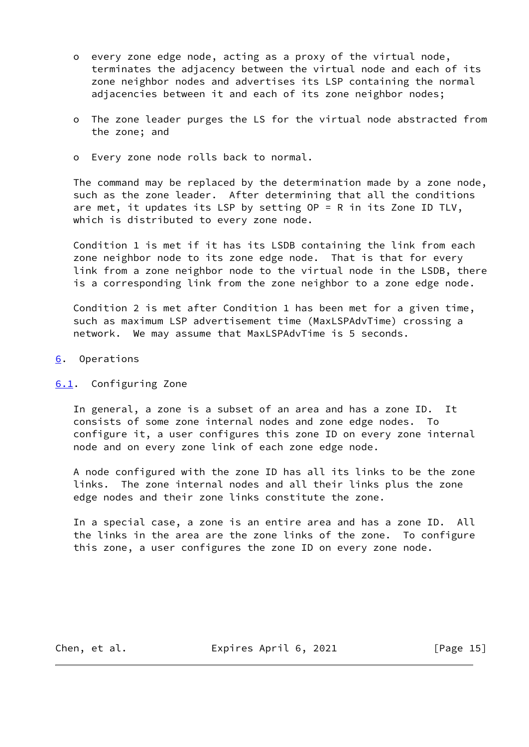- every zone edge node, acting as a proxy of the virtual node, terminates the adjacency between the virtual node and each of its zone neighbor nodes and advertises its LSP containing the normal adjacencies between it and each of its zone neighbor nodes;

- The zone leader purges the LS for the virtual node abstracted from the zone; and

- Every zone node rolls back to normal.

The command may be replaced by the determination made by a zone node, such as the zone leader. After determining that all the conditions are met, it updates its LSP by setting OP = R in its Zone ID TLV, which is distributed to every zone node.

Condition 1 is met if it has its LSDB containing the link from each zone neighbor node to its zone edge node. That is that for every link from a zone neighbor node to the virtual node in the LSDB, there is a corresponding link from the zone neighbor to a zone edge node.

Condition 2 is met after Condition 1 has been met for a given time, such as maximum LSP advertisement time (MaxLSPAdvTime) crossing a network. We may assume that MaxLSPAdvTime is 5 seconds.

## 6. Operations

### 6.1. Configuring Zone

In general, a zone is a subset of an area and has a zone ID. It consists of some zone internal nodes and zone edge nodes. To configure it, a user configures this zone ID on every zone internal node and on every zone link of each zone edge node.

A node configured with the zone ID has all its links to be the zone links. The zone internal nodes and all their links plus the zone edge nodes and their zone links constitute the zone.

In a special case, a zone is an entire area and has a zone ID. All the links in the area are the zone links of the zone. To configure this zone, a user configures the zone ID on every zone node.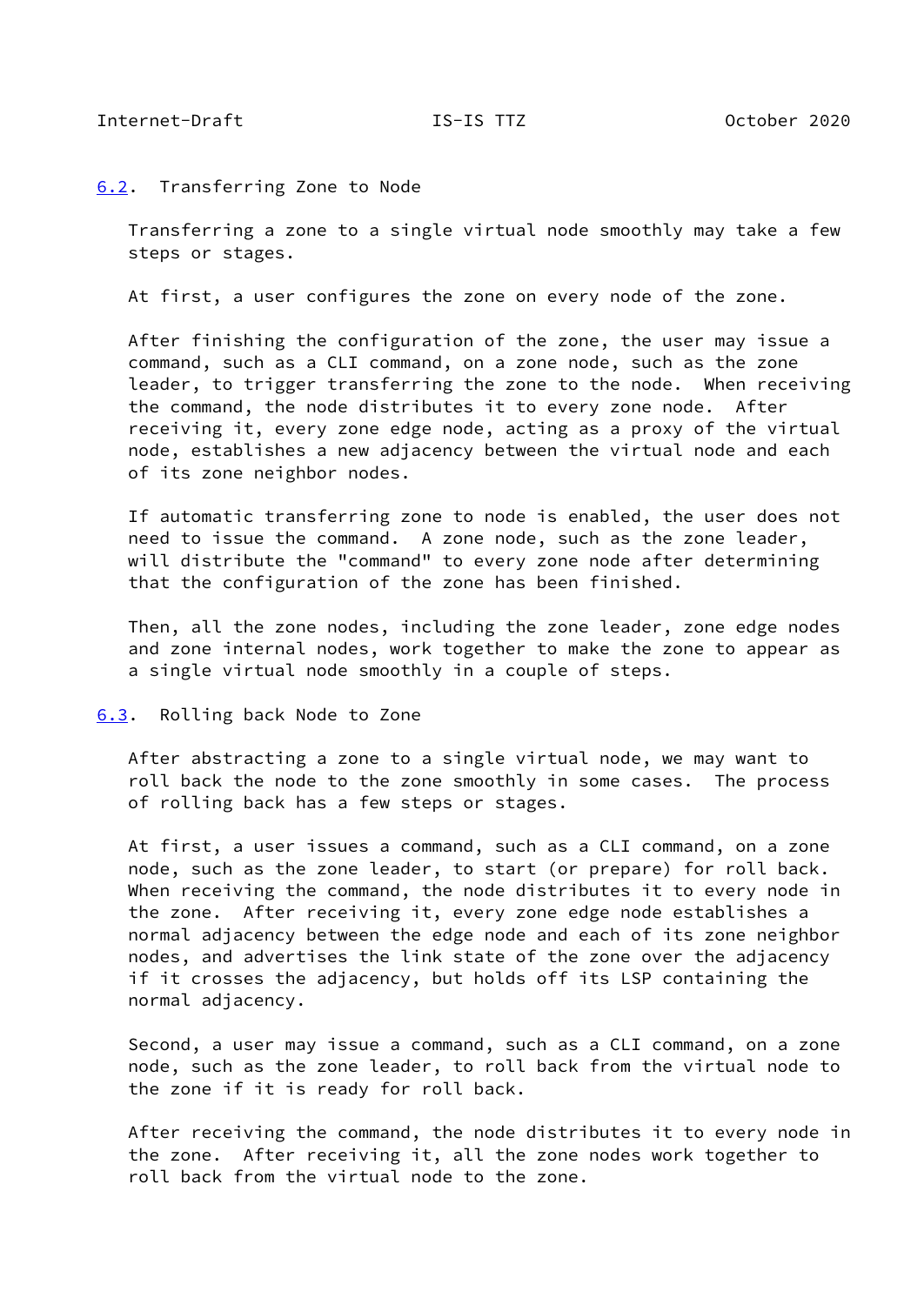## 6.2. Transferring Zone to Node

Transferring a zone to a single virtual node smoothly may take a few steps or stages.

At first, a user configures the zone on every node of the zone.

After finishing the configuration of the zone, the user may issue a command, such as a CLI command, on a zone node, such as the zone leader, to trigger transferring the zone to the node. When receiving the command, the node distributes it to every zone node. After receiving it, every zone edge node, acting as a proxy of the virtual node, establishes a new adjacency between the virtual node and each of its zone neighbor nodes.

If automatic transferring zone to node is enabled, the user does not need to issue the command. A zone node, such as the zone leader, will distribute the "command" to every zone node after determining that the configuration of the zone has been finished.

Then, all the zone nodes, including the zone leader, zone edge nodes and zone internal nodes, work together to make the zone to appear as a single virtual node smoothly in a couple of steps.

## 6.3. Rolling back Node to Zone

After abstracting a zone to a single virtual node, we may want to roll back the node to the zone smoothly in some cases. The process of rolling back has a few steps or stages.

At first, a user issues a command, such as a CLI command, on a zone node, such as the zone leader, to start (or prepare) for roll back. When receiving the command, the node distributes it to every node in the zone. After receiving it, every zone edge node establishes a normal adjacency between the edge node and each of its zone neighbor nodes, and advertises the link state of the zone over the adjacency if it crosses the adjacency, but holds off its LSP containing the normal adjacency.

Second, a user may issue a command, such as a CLI command, on a zone node, such as the zone leader, to roll back from the virtual node to the zone if it is ready for roll back.

After receiving the command, the node distributes it to every node in the zone. After receiving it, all the zone nodes work together to roll back from the virtual node to the zone.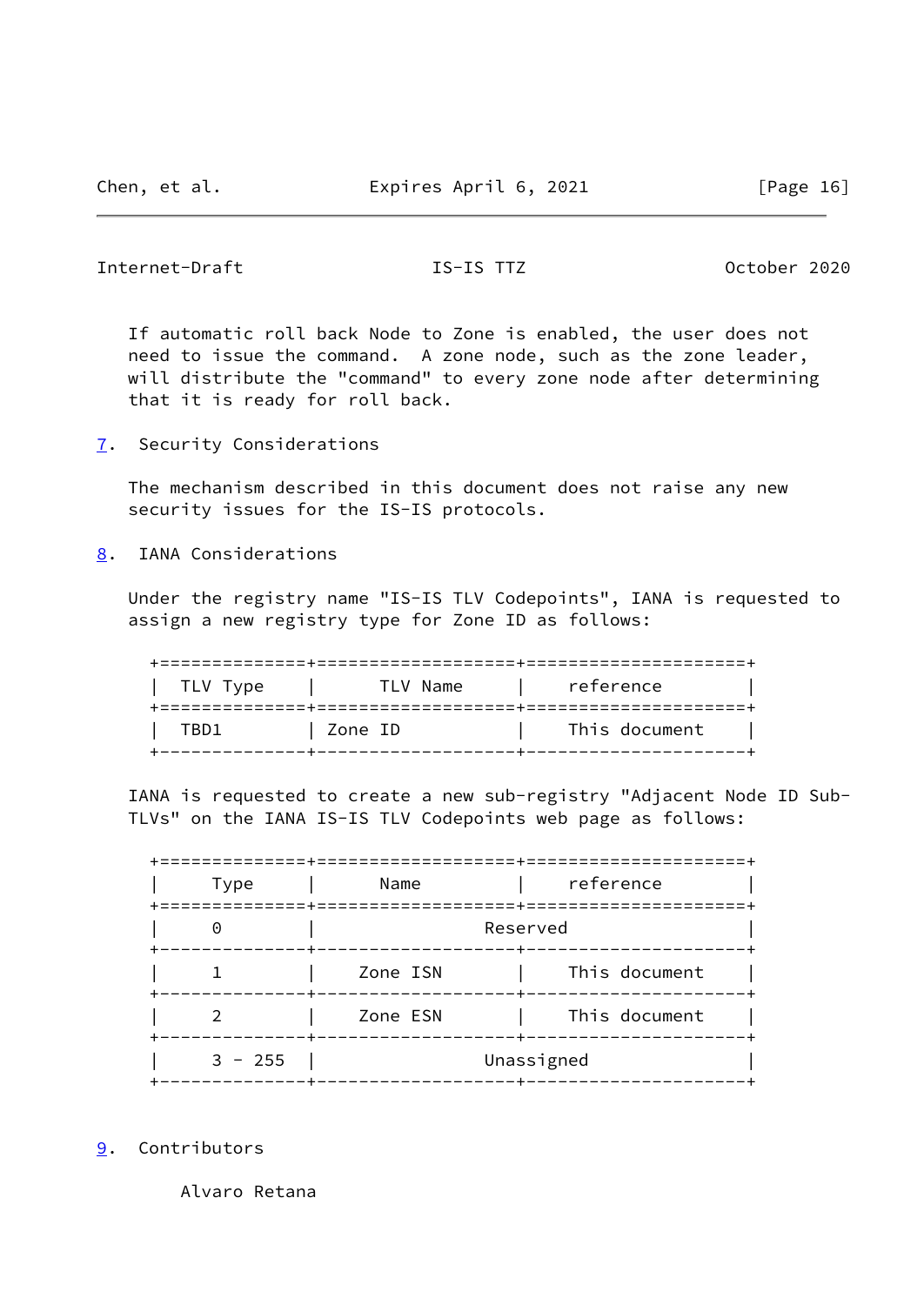If automatic roll back Node to Zone is enabled, the user does not need to issue the command. A zone node, such as the zone leader, will distribute the "command" to every zone node after determining that it is ready for roll back.

## 7. Security Considerations

The mechanism described in this document does not raise any new security issues for the IS-IS protocols.

## 8. IANA Considerations

Under the registry name "IS-IS TLV Codepoints", IANA is requested to assign a new registry type for Zone ID as follows:

| TLV Type | TLV Name | reference |
|---|---|---|
| TBD1 | Zone ID | This document |

IANA is requested to create a new sub-registry "Adjacent Node ID Sub-TLVs" on the IANA IS-IS TLV Codepoints web page as follows:

| Type | Name | reference |
|---|---|---|
| 0 | Reserved | |
| 1 | Zone ISN | This document |
| 2 | Zone ESN | This document |
| 3 - 255 | Unassigned | |

## 9. Contributors

Alvaro Retana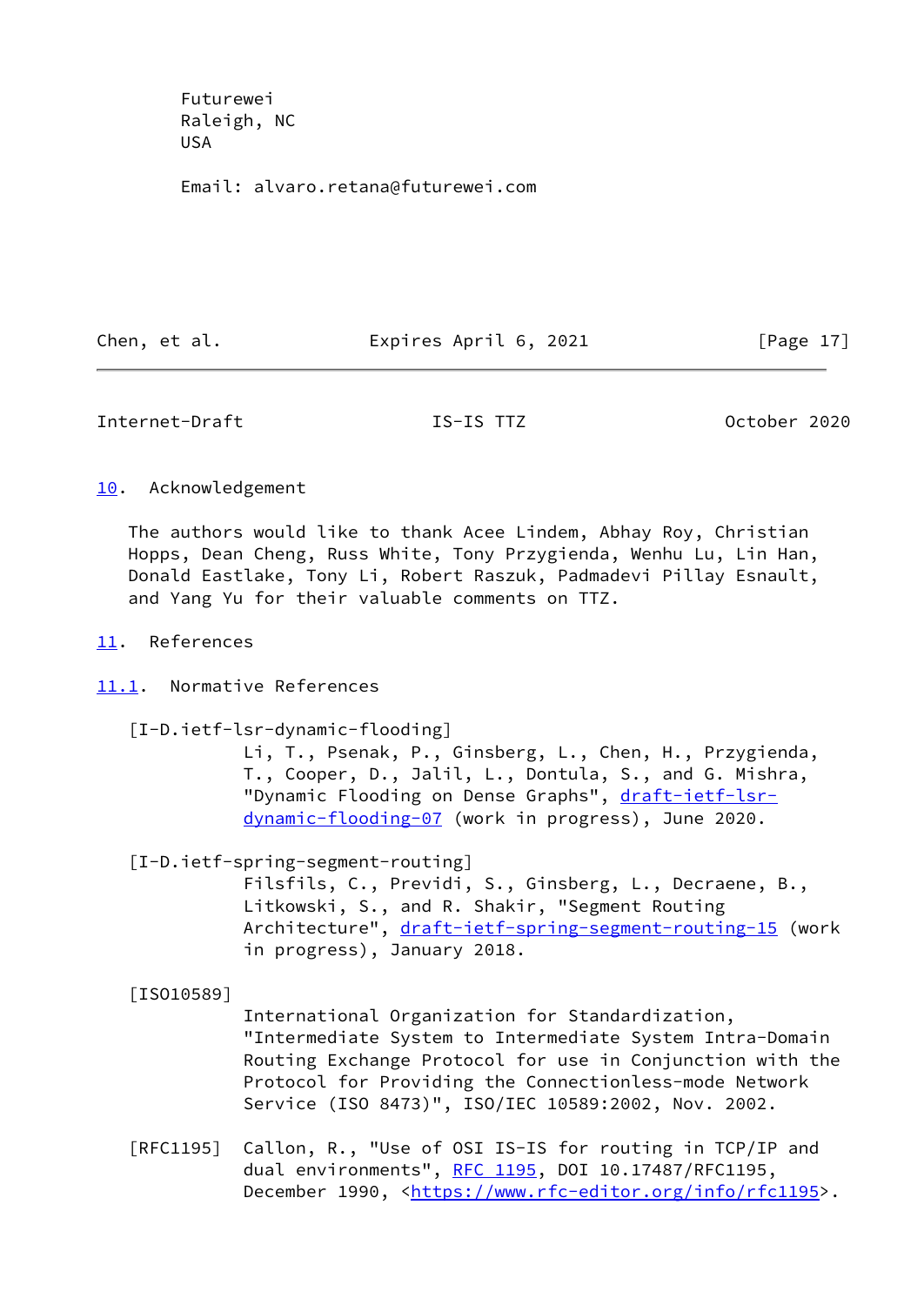Futurewei
Raleigh, NC
USA

Email: alvaro.retana@futurewei.com

## 10. Acknowledgement

The authors would like to thank Acee Lindem, Abhay Roy, Christian Hopps, Dean Cheng, Russ White, Tony Przygienda, Wenhu Lu, Lin Han, Donald Eastlake, Tony Li, Robert Raszuk, Padmadevi Pillay Esnault, and Yang Yu for their valuable comments on TTZ.

## 11. References

### 11.1. Normative References

[I-D.ietf-lsr-dynamic-flooding]
Li, T., Psenak, P., Ginsberg, L., Chen, H., Przygienda, T., Cooper, D., Jalil, L., Dontula, S., and G. Mishra, "Dynamic Flooding on Dense Graphs", draft-ietf-lsr-dynamic-flooding-07 (work in progress), June 2020.

[I-D.ietf-spring-segment-routing]
Filsfils, C., Previdi, S., Ginsberg, L., Decraene, B., Litkowski, S., and R. Shakir, "Segment Routing Architecture", draft-ietf-spring-segment-routing-15 (work in progress), January 2018.

[ISO10589]
International Organization for Standardization, "Intermediate System to Intermediate System Intra-Domain Routing Exchange Protocol for use in Conjunction with the Protocol for Providing the Connectionless-mode Network Service (ISO 8473)", ISO/IEC 10589:2002, Nov. 2002.

[RFC1195] Callon, R., "Use of OSI IS-IS for routing in TCP/IP and dual environments", RFC 1195, DOI 10.17487/RFC1195, December 1990, <https://www.rfc-editor.org/info/rfc1195>.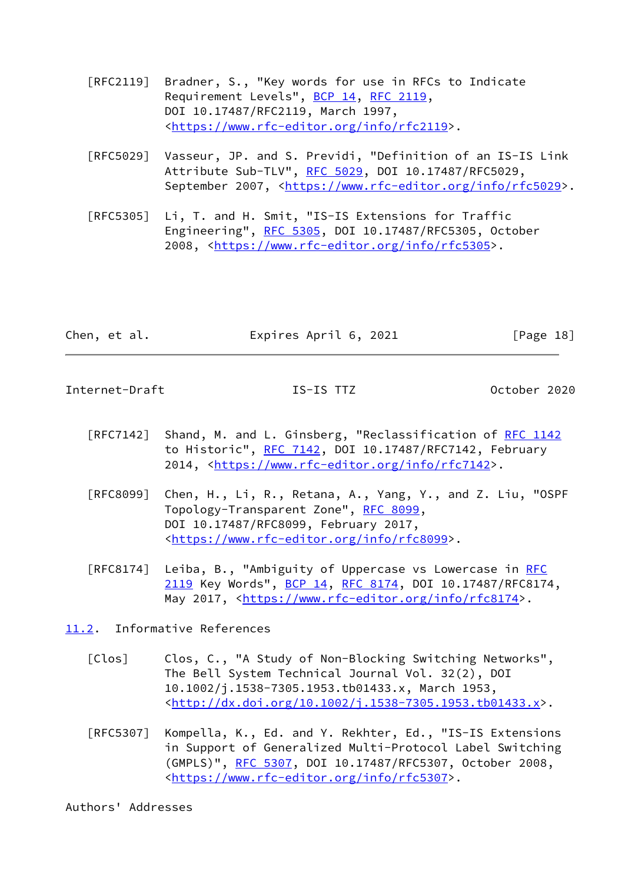[RFC2119] Bradner, S., "Key words for use in RFCs to Indicate Requirement Levels", BCP 14, RFC 2119, DOI 10.17487/RFC2119, March 1997, <https://www.rfc-editor.org/info/rfc2119>.

[RFC5029] Vasseur, JP. and S. Previdi, "Definition of an IS-IS Link Attribute Sub-TLV", RFC 5029, DOI 10.17487/RFC5029, September 2007, <https://www.rfc-editor.org/info/rfc5029>.

[RFC5305] Li, T. and H. Smit, "IS-IS Extensions for Traffic Engineering", RFC 5305, DOI 10.17487/RFC5305, October 2008, <https://www.rfc-editor.org/info/rfc5305>.

[RFC7142] Shand, M. and L. Ginsberg, "Reclassification of RFC 1142 to Historic", RFC 7142, DOI 10.17487/RFC7142, February 2014, <https://www.rfc-editor.org/info/rfc7142>.

[RFC8099] Chen, H., Li, R., Retana, A., Yang, Y., and Z. Liu, "OSPF Topology-Transparent Zone", RFC 8099, DOI 10.17487/RFC8099, February 2017, <https://www.rfc-editor.org/info/rfc8099>.

[RFC8174] Leiba, B., "Ambiguity of Uppercase vs Lowercase in RFC 2119 Key Words", BCP 14, RFC 8174, DOI 10.17487/RFC8174, May 2017, <https://www.rfc-editor.org/info/rfc8174>.

### 11.2. Informative References

[Clos] Clos, C., "A Study of Non-Blocking Switching Networks", The Bell System Technical Journal Vol. 32(2), DOI 10.1002/j.1538-7305.1953.tb01433.x, March 1953, <http://dx.doi.org/10.1002/j.1538-7305.1953.tb01433.x>.

[RFC5307] Kompella, K., Ed. and Y. Rekhter, Ed., "IS-IS Extensions in Support of Generalized Multi-Protocol Label Switching (GMPLS)", RFC 5307, DOI 10.17487/RFC5307, October 2008, <https://www.rfc-editor.org/info/rfc5307>.

## Authors' Addresses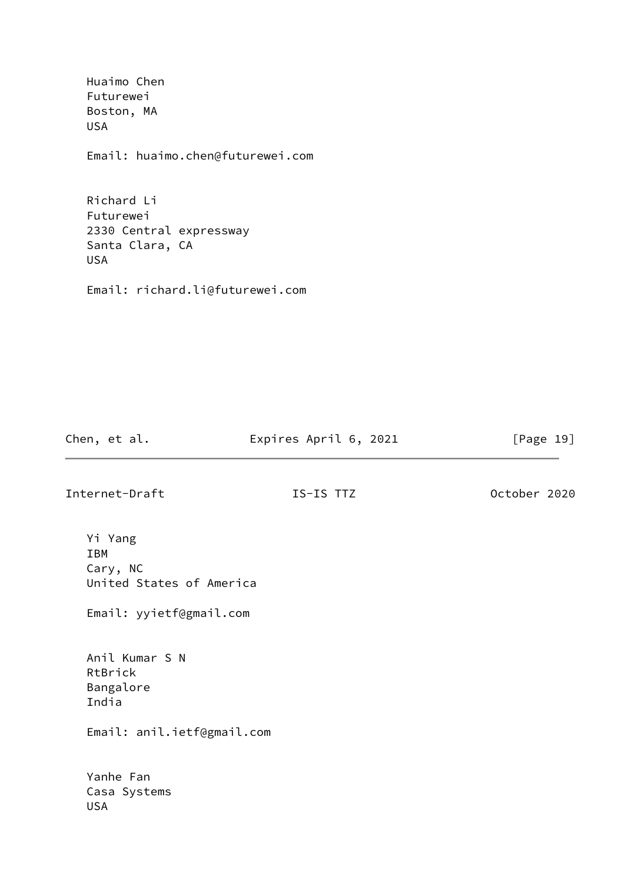Huaimo Chen
Futurewei
Boston, MA
USA

Email: huaimo.chen@futurewei.com

Richard Li
Futurewei
2330 Central expressway
Santa Clara, CA
USA

Email: richard.li@futurewei.com

Yi Yang
IBM
Cary, NC
United States of America

Email: yyietf@gmail.com

Anil Kumar S N
RtBrick
Bangalore
India

Email: anil.ietf@gmail.com

Yanhe Fan
Casa Systems
USA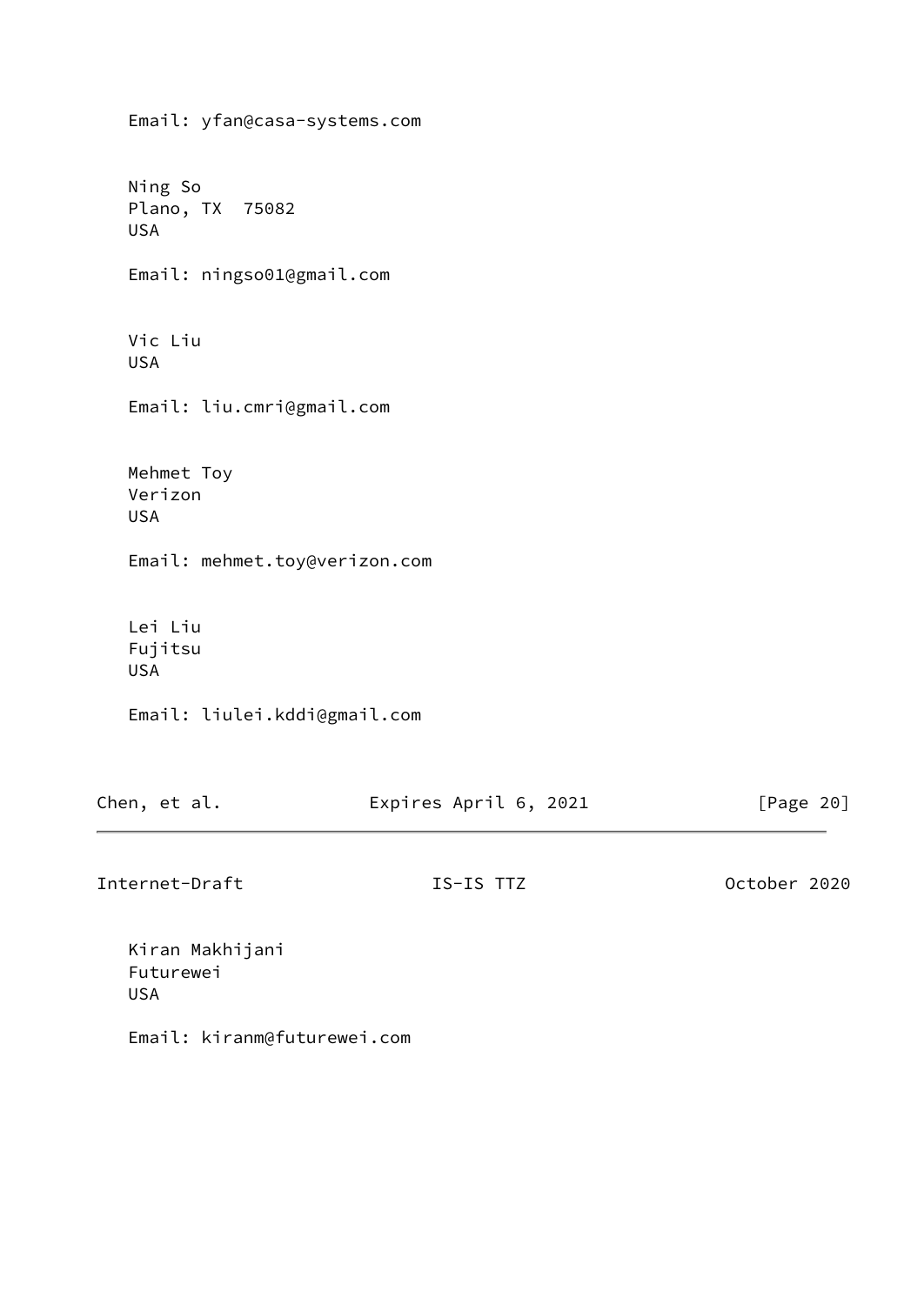Email: yfan@casa-systems.com

Ning So
Plano, TX  75082
USA

Email: ningso01@gmail.com

Vic Liu
USA

Email: liu.cmri@gmail.com

Mehmet Toy
Verizon
USA

Email: mehmet.toy@verizon.com

Lei Liu
Fujitsu
USA

Email: liulei.kddi@gmail.com

Kiran Makhijani
Futurewei
USA

Email: kiranm@futurewei.com